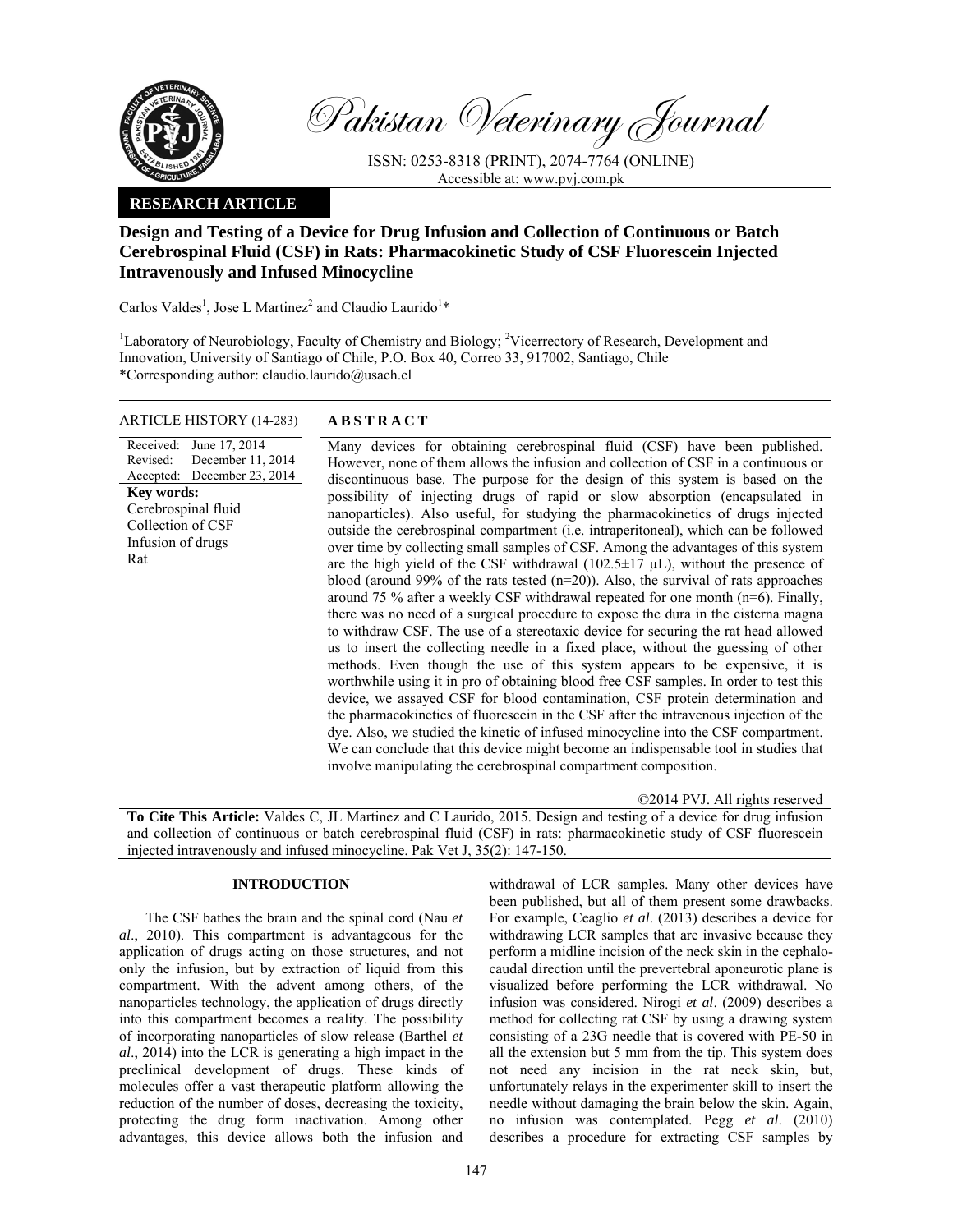# Pakistan Veterinary Journal

ISSN: 0253-8318 (PRINT), 2074-7764 (ONLINE)
Accessible at: www.pvj.com.pk

**RESEARCH ARTICLE**

## Design and Testing of a Device for Drug Infusion and Collection of Continuous or Batch Cerebrospinal Fluid (CSF) in Rats: Pharmacokinetic Study of CSF Fluorescein Injected Intravenously and Infused Minocycline

Carlos Valdes[1], Jose L Martinez[2] and Claudio Laurido[1]*

[1]Laboratory of Neurobiology, Faculty of Chemistry and Biology; [2]Vicerrectory of Research, Development and Innovation, University of Santiago of Chile, P.O. Box 40, Correo 33, 917002, Santiago, Chile
*Corresponding author: claudio.laurido@usach.cl

**ARTICLE HISTORY** (14-283)

Received: June 17, 2014
Revised: December 11, 2014
Accepted: December 23, 2014

**Key words:**
Cerebrospinal fluid
Collection of CSF
Infusion of drugs
Rat

**ABSTRACT**

Many devices for obtaining cerebrospinal fluid (CSF) have been published. However, none of them allows the infusion and collection of CSF in a continuous or discontinuous base. The purpose for the design of this system is based on the possibility of injecting drugs of rapid or slow absorption (encapsulated in nanoparticles). Also useful, for studying the pharmacokinetics of drugs injected outside the cerebrospinal compartment (i.e. intraperitoneal), which can be followed over time by collecting small samples of CSF. Among the advantages of this system are the high yield of the CSF withdrawal (102.5±17 µL), without the presence of blood (around 99% of the rats tested (n=20)). Also, the survival of rats approaches around 75 % after a weekly CSF withdrawal repeated for one month (n=6). Finally, there was no need of a surgical procedure to expose the dura in the cisterna magna to withdraw CSF. The use of a stereotaxic device for securing the rat head allowed us to insert the collecting needle in a fixed place, without the guessing of other methods. Even though the use of this system appears to be expensive, it is worthwhile using it in pro of obtaining blood free CSF samples. In order to test this device, we assayed CSF for blood contamination, CSF protein determination and the pharmacokinetics of fluorescein in the CSF after the intravenous injection of the dye. Also, we studied the kinetic of infused minocycline into the CSF compartment. We can conclude that this device might become an indispensable tool in studies that involve manipulating the cerebrospinal compartment composition.

©2014 PVJ. All rights reserved

**To Cite This Article:** Valdes C, JL Martinez and C Laurido, 2015. Design and testing of a device for drug infusion and collection of continuous or batch cerebrospinal fluid (CSF) in rats: pharmacokinetic study of CSF fluorescein injected intravenously and infused minocycline. Pak Vet J, 35(2): 147-150.

## INTRODUCTION

The CSF bathes the brain and the spinal cord (Nau *et al*., 2010). This compartment is advantageous for the application of drugs acting on those structures, and not only the infusion, but by extraction of liquid from this compartment. With the advent among others, of the nanoparticles technology, the application of drugs directly into this compartment becomes a reality. The possibility of incorporating nanoparticles of slow release (Barthel *et al*., 2014) into the LCR is generating a high impact in the preclinical development of drugs. These kinds of molecules offer a vast therapeutic platform allowing the reduction of the number of doses, decreasing the toxicity, protecting the drug form inactivation. Among other advantages, this device allows both the infusion and withdrawal of LCR samples. Many other devices have been published, but all of them present some drawbacks. For example, Ceaglio *et al*. (2013) describes a device for withdrawing LCR samples that are invasive because they perform a midline incision of the neck skin in the cephalo-caudal direction until the prevertebral aponeurotic plane is visualized before performing the LCR withdrawal. No infusion was considered. Nirogi *et al*. (2009) describes a method for collecting rat CSF by using a drawing system consisting of a 23G needle that is covered with PE-50 in all the extension but 5 mm from the tip. This system does not need any incision in the rat neck skin, but, unfortunately relays in the experimenter skill to insert the needle without damaging the brain below the skin. Again, no infusion was contemplated. Pegg *et al*. (2010) describes a procedure for extracting CSF samples by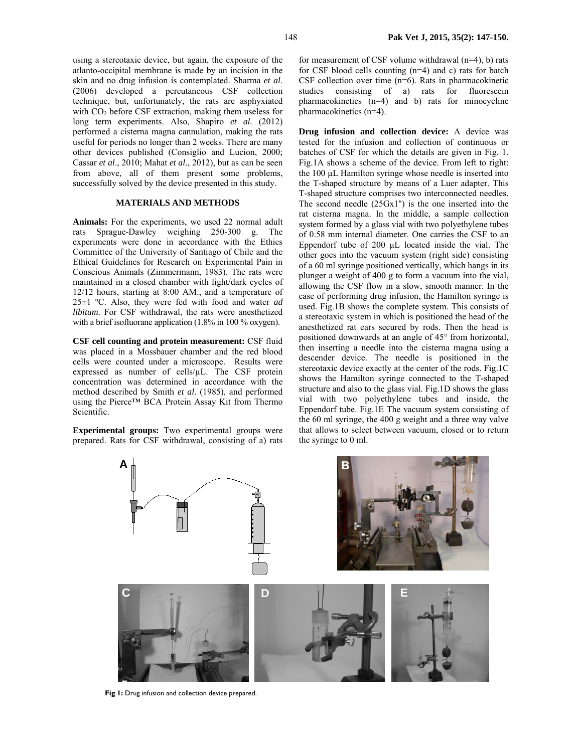using a stereotaxic device, but again, the exposure of the atlanto-occipital membrane is made by an incision in the skin and no drug infusion is contemplated. Sharma *et al*. (2006) developed a percutaneous CSF collection technique, but, unfortunately, the rats are asphyxiated with $CO_2$ before CSF extraction, making them useless for long term experiments. Also, Shapiro *et al.* (2012) performed a cisterna magna cannulation, making the rats useful for periods no longer than 2 weeks. There are many other devices published (Consiglio and Lucion, 2000; Cassar *et al*., 2010; Mahat *et al*., 2012), but as can be seen from above, all of them present some problems, successfully solved by the device presented in this study.

## MATERIALS AND METHODS

**Animals:** For the experiments, we used 22 normal adult rats Sprague-Dawley weighing 250-300 g. The experiments were done in accordance with the Ethics Committee of the University of Santiago of Chile and the Ethical Guidelines for Research on Experimental Pain in Conscious Animals (Zimmermann, 1983). The rats were maintained in a closed chamber with light/dark cycles of 12/12 hours, starting at 8:00 AM., and a temperature of 25±1 ºC. Also, they were fed with food and water *ad libitum.* For CSF withdrawal, the rats were anesthetized with a brief isofluorane application (1.8% in 100 % oxygen).

**CSF cell counting and protein measurement:** CSF fluid was placed in a Mossbauer chamber and the red blood cells were counted under a microscope. Results were expressed as number of cells/µL. The CSF protein concentration was determined in accordance with the method described by Smith *et al*. (1985), and performed using the Pierce™ BCA Protein Assay Kit from Thermo Scientific.

**Experimental groups:** Two experimental groups were prepared. Rats for CSF withdrawal, consisting of a) rats for measurement of CSF volume withdrawal (n=4), b) rats for CSF blood cells counting (n=4) and c) rats for batch CSF collection over time (n=6). Rats in pharmacokinetic studies consisting of a) rats for fluorescein pharmacokinetics (n=4) and b) rats for minocycline pharmacokinetics (n=4).

**Drug infusion and collection device:** A device was tested for the infusion and collection of continuous or batches of CSF for which the details are given in Fig. 1. Fig.1A shows a scheme of the device. From left to right: the 100 µL Hamilton syringe whose needle is inserted into the T-shaped structure by means of a Luer adapter. This T-shaped structure comprises two interconnected needles. The second needle (25Gx1") is the one inserted into the rat cisterna magna. In the middle, a sample collection system formed by a glass vial with two polyethylene tubes of 0.58 mm internal diameter. One carries the CSF to an Eppendorf tube of 200 µL located inside the vial. The other goes into the vacuum system (right side) consisting of a 60 ml syringe positioned vertically, which hangs in its plunger a weight of 400 g to form a vacuum into the vial, allowing the CSF flow in a slow, smooth manner. In the case of performing drug infusion, the Hamilton syringe is used. Fig.1B shows the complete system. This consists of a stereotaxic system in which is positioned the head of the anesthetized rat ears secured by rods. Then the head is positioned downwards at an angle of 45° from horizontal, then inserting a needle into the cisterna magna using a descender device. The needle is positioned in the stereotaxic device exactly at the center of the rods. Fig.1C shows the Hamilton syringe connected to the T-shaped structure and also to the glass vial. Fig.1D shows the glass vial with two polyethylene tubes and inside, the Eppendorf tube. Fig.1E The vacuum system consisting of the 60 ml syringe, the 400 g weight and a three way valve that allows to select between vacuum, closed or to return the syringe to 0 ml.

**Fig 1:** Drug infusion and collection device prepared.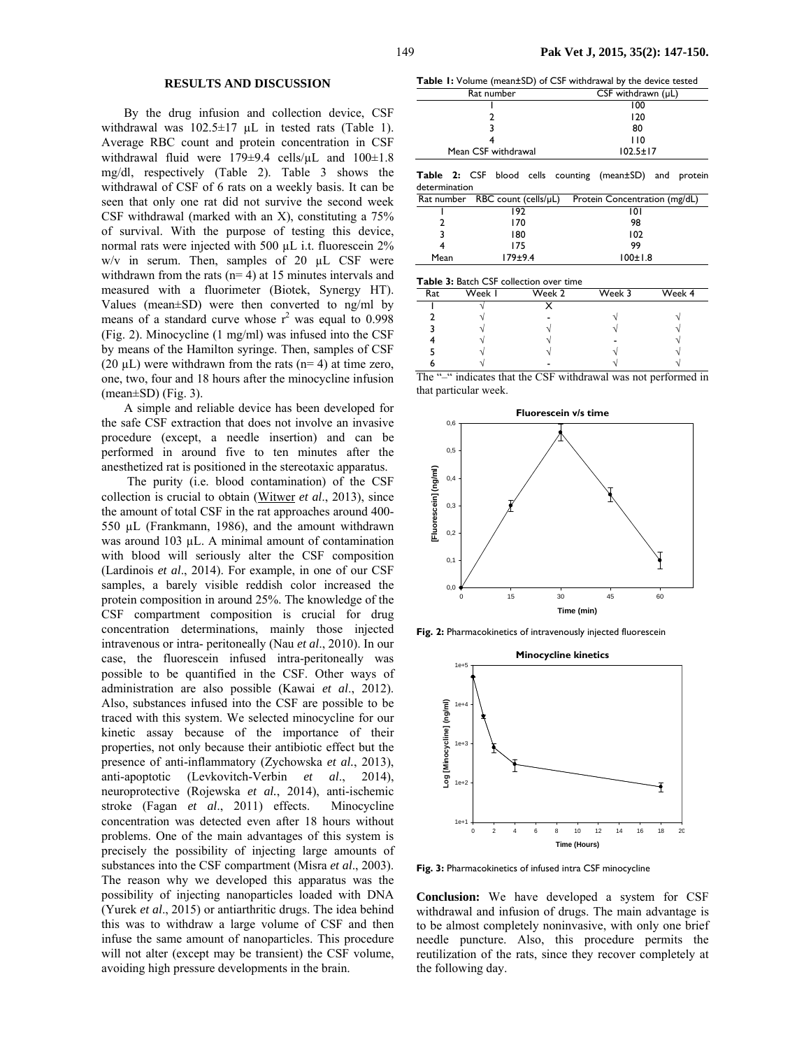## RESULTS AND DISCUSSION

By the drug infusion and collection device, CSF withdrawal was 102.5±17 µL in tested rats (Table 1). Average RBC count and protein concentration in CSF withdrawal fluid were 179±9.4 cells/µL and 100±1.8 mg/dl, respectively (Table 2). Table 3 shows the withdrawal of CSF of 6 rats on a weekly basis. It can be seen that only one rat did not survive the second week CSF withdrawal (marked with an X), constituting a 75% of survival. With the purpose of testing this device, normal rats were injected with 500 µL i.t. fluorescein 2% w/v in serum. Then, samples of 20 µL CSF were withdrawn from the rats (n= 4) at 15 minutes intervals and measured with a fluorimeter (Biotek, Synergy HT). Values (mean±SD) were then converted to ng/ml by means of a standard curve whose $r^2$ was equal to 0.998 (Fig. 2). Minocycline (1 mg/ml) was infused into the CSF by means of the Hamilton syringe. Then, samples of CSF (20 µL) were withdrawn from the rats (n= 4) at time zero, one, two, four and 18 hours after the minocycline infusion (mean±SD) (Fig. 3).

A simple and reliable device has been developed for the safe CSF extraction that does not involve an invasive procedure (except, a needle insertion) and can be performed in around five to ten minutes after the anesthetized rat is positioned in the stereotaxic apparatus.

The purity (i.e. blood contamination) of the CSF collection is crucial to obtain (Witwer *et al*., 2013), since the amount of total CSF in the rat approaches around 400-550 µL (Frankmann, 1986), and the amount withdrawn was around 103 µL. A minimal amount of contamination with blood will seriously alter the CSF composition (Lardinois *et al*., 2014). For example, in one of our CSF samples, a barely visible reddish color increased the protein composition in around 25%. The knowledge of the CSF compartment composition is crucial for drug concentration determinations, mainly those injected intravenous or intra- peritoneally (Nau *et al*., 2010). In our case, the fluorescein infused intra-peritoneally was possible to be quantified in the CSF. Other ways of administration are also possible (Kawai *et al*., 2012). Also, substances infused into the CSF are possible to be traced with this system. We selected minocycline for our kinetic assay because of the importance of their properties, not only because their antibiotic effect but the presence of anti-inflammatory (Zychowska *et al.*, 2013), anti-apoptotic (Levkovitch-Verbin *et al*., 2014), neuroprotective (Rojewska *et al.*, 2014), anti-ischemic stroke (Fagan *et al*., 2011) effects. Minocycline concentration was detected even after 18 hours without problems. One of the main advantages of this system is precisely the possibility of injecting large amounts of substances into the CSF compartment (Misra *et al*., 2003). The reason why we developed this apparatus was the possibility of injecting nanoparticles loaded with DNA (Yurek *et al*., 2015) or antiarthritic drugs. The idea behind this was to withdraw a large volume of CSF and then infuse the same amount of nanoparticles. This procedure will not alter (except may be transient) the CSF volume, avoiding high pressure developments in the brain.

**Table 1:** Volume (mean±SD) of CSF withdrawal by the device tested

| Rat number | CSF withdrawn (µL) |
|---|---|
| 1 | 100 |
| 2 | 120 |
| 3 | 80 |
| 4 | 110 |
| Mean CSF withdrawal | 102.5±17 |

**Table 2:** CSF blood cells counting (mean±SD) and protein determination

| Rat number | RBC count (cells/µL) | Protein Concentration (mg/dL) |
|---|---|---|
| 1 | 192 | 101 |
| 2 | 170 | 98 |
| 3 | 180 | 102 |
| 4 | 175 | 99 |
| Mean | 179±9.4 | 100±1.8 |

**Table 3:** Batch CSF collection over time

| Rat | Week 1 | Week 2 | Week 3 | Week 4 |
|---|---|---|---|---|
| 1 | √ | X | | |
| 2 | √ | - | √ | √ |
| 3 | √ | √ | √ | √ |
| 4 | √ | √ | - | √ |
| 5 | √ | √ | √ | √ |
| 6 | √ | - | √ | √ |

The "–" indicates that the CSF withdrawal was not performed in that particular week.

**Fig. 2:** Pharmacokinetics of intravenously injected fluorescein

**Fig. 3:** Pharmacokinetics of infused intra CSF minocycline

**Conclusion:** We have developed a system for CSF withdrawal and infusion of drugs. The main advantage is to be almost completely noninvasive, with only one brief needle puncture. Also, this procedure permits the reutilization of the rats, since they recover completely at the following day.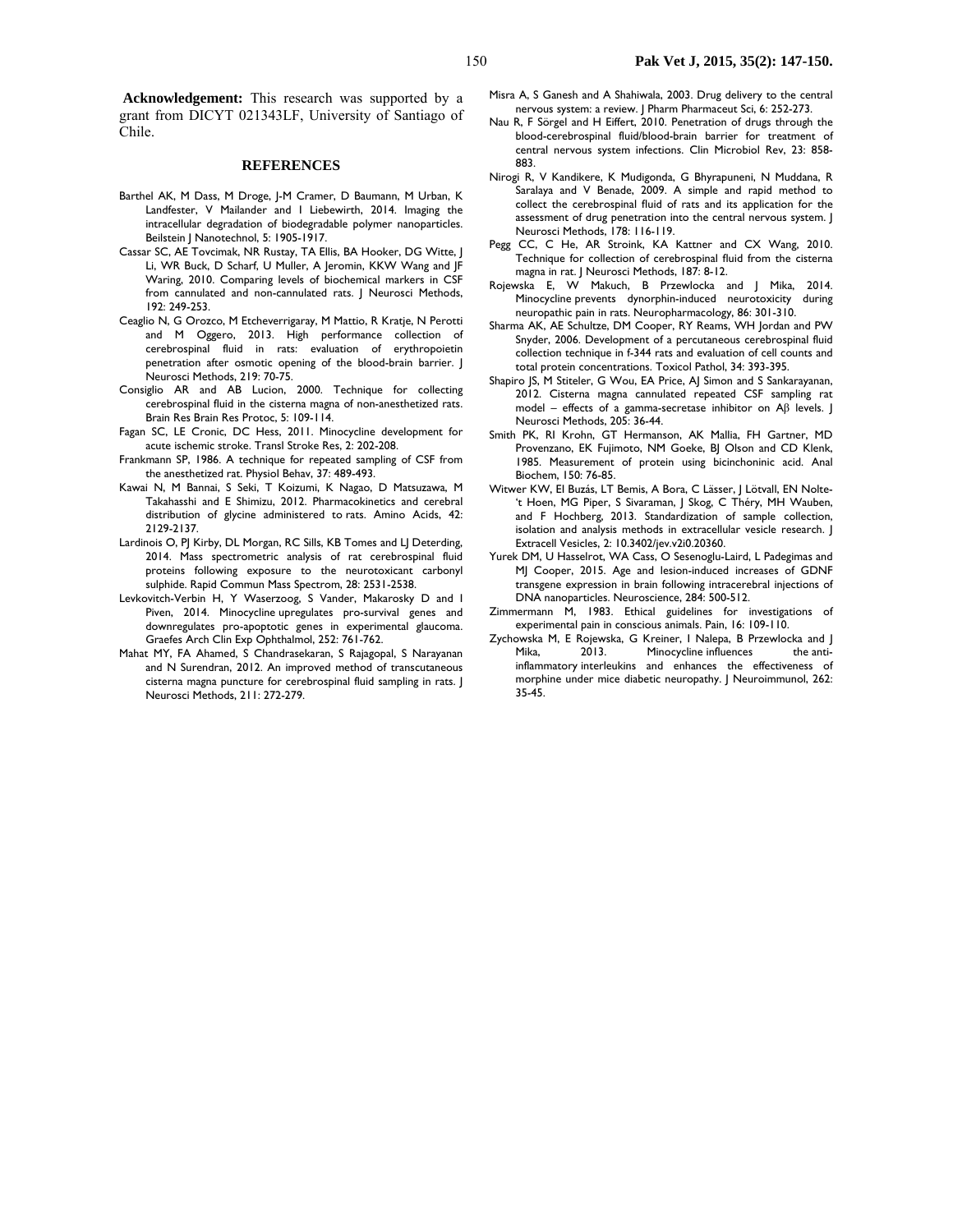**Acknowledgement:** This research was supported by a grant from DICYT 021343LF, University of Santiago of Chile.

## REFERENCES

Barthel AK, M Dass, M Droge, J-M Cramer, D Baumann, M Urban, K Landfester, V Mailander and I Liebewirth, 2014. Imaging the intracellular degradation of biodegradable polymer nanoparticles. Beilstein J Nanotechnol, 5: 1905-1917.

Cassar SC, AE Tovcimak, NR Rustay, TA Ellis, BA Hooker, DG Witte, J Li, WR Buck, D Scharf, U Muller, A Jeromin, KKW Wang and JF Waring, 2010. Comparing levels of biochemical markers in CSF from cannulated and non-cannulated rats. J Neurosci Methods, 192: 249-253.

Ceaglio N, G Orozco, M Etcheverrigaray, M Mattio, R Kratje, N Perotti and M Oggero, 2013. High performance collection of cerebrospinal fluid in rats: evaluation of erythropoietin penetration after osmotic opening of the blood-brain barrier. J Neurosci Methods, 219: 70-75.

Consiglio AR and AB Lucion, 2000. Technique for collecting cerebrospinal fluid in the cisterna magna of non-anesthetized rats. Brain Res Brain Res Protoc, 5: 109-114.

Fagan SC, LE Cronic, DC Hess, 2011. Minocycline development for acute ischemic stroke. Transl Stroke Res, 2: 202-208.

Frankmann SP, 1986. A technique for repeated sampling of CSF from the anesthetized rat. Physiol Behav, 37: 489-493.

Kawai N, M Bannai, S Seki, T Koizumi, K Nagao, D Matsuzawa, M Takahasshi and E Shimizu, 2012. Pharmacokinetics and cerebral distribution of glycine administered to rats. Amino Acids, 42: 2129-2137.

Lardinois O, PJ Kirby, DL Morgan, RC Sills, KB Tomes and LJ Deterding, 2014. Mass spectrometric analysis of rat cerebrospinal fluid proteins following exposure to the neurotoxicant carbonyl sulphide. Rapid Commun Mass Spectrom, 28: 2531-2538.

Levkovitch-Verbin H, Y Waserzoog, S Vander, Makarosky D and I Piven, 2014. Minocycline upregulates pro-survival genes and downregulates pro-apoptotic genes in experimental glaucoma. Graefes Arch Clin Exp Ophthalmol, 252: 761-762.

Mahat MY, FA Ahamed, S Chandrasekaran, S Rajagopal, S Narayanan and N Surendran, 2012. An improved method of transcutaneous cisterna magna puncture for cerebrospinal fluid sampling in rats. J Neurosci Methods, 211: 272-279.

Misra A, S Ganesh and A Shahiwala, 2003. Drug delivery to the central nervous system: a review. J Pharm Pharmaceut Sci, 6: 252-273.

Nau R, F Sörgel and H Eiffert, 2010. Penetration of drugs through the blood-cerebrospinal fluid/blood-brain barrier for treatment of central nervous system infections. Clin Microbiol Rev, 23: 858-883.

Nirogi R, V Kandikere, K Mudigonda, G Bhyrapuneni, N Muddana, R Saralaya and V Benade, 2009. A simple and rapid method to collect the cerebrospinal fluid of rats and its application for the assessment of drug penetration into the central nervous system. J Neurosci Methods, 178: 116-119.

Pegg CC, C He, AR Stroink, KA Kattner and CX Wang, 2010. Technique for collection of cerebrospinal fluid from the cisterna magna in rat. J Neurosci Methods, 187: 8-12.

Rojewska E, W Makuch, B Przewlocka and J Mika, 2014. Minocycline prevents dynorphin-induced neurotoxicity during neuropathic pain in rats. Neuropharmacology, 86: 301-310.

Sharma AK, AE Schultze, DM Cooper, RY Reams, WH Jordan and PW Snyder, 2006. Development of a percutaneous cerebrospinal fluid collection technique in f-344 rats and evaluation of cell counts and total protein concentrations. Toxicol Pathol, 34: 393-395.

Shapiro JS, M Stiteler, G Wou, EA Price, AJ Simon and S Sankarayanan, 2012. Cisterna magna cannulated repeated CSF sampling rat model – effects of a gamma-secretase inhibitor on Aβ levels. J Neurosci Methods, 205: 36-44.

Smith PK, RI Krohn, GT Hermanson, AK Mallia, FH Gartner, MD Provenzano, EK Fujimoto, NM Goeke, BJ Olson and CD Klenk, 1985. Measurement of protein using bicinchoninic acid. Anal Biochem, 150: 76-85.

Witwer KW, EI Buzás, LT Bemis, A Bora, C Lässer, J Lötvall, EN Nolte-'t Hoen, MG Piper, S Sivaraman, J Skog, C Théry, MH Wauben, and F Hochberg, 2013. Standardization of sample collection, isolation and analysis methods in extracellular vesicle research. J Extracell Vesicles, 2: 10.3402/jev.v2i0.20360.

Yurek DM, U Hasselrot, WA Cass, O Sesenoglu-Laird, L Padegimas and MJ Cooper, 2015. Age and lesion-induced increases of GDNF transgene expression in brain following intracerebral injections of DNA nanoparticles. Neuroscience, 284: 500-512.

Zimmermann M, 1983. Ethical guidelines for investigations of experimental pain in conscious animals. Pain, 16: 109-110.

Zychowska M, E Rojewska, G Kreiner, I Nalepa, B Przewlocka and J Mika, 2013. Minocycline influences the anti-inflammatory interleukins and enhances the effectiveness of morphine under mice diabetic neuropathy. J Neuroimmunol, 262: 35-45.